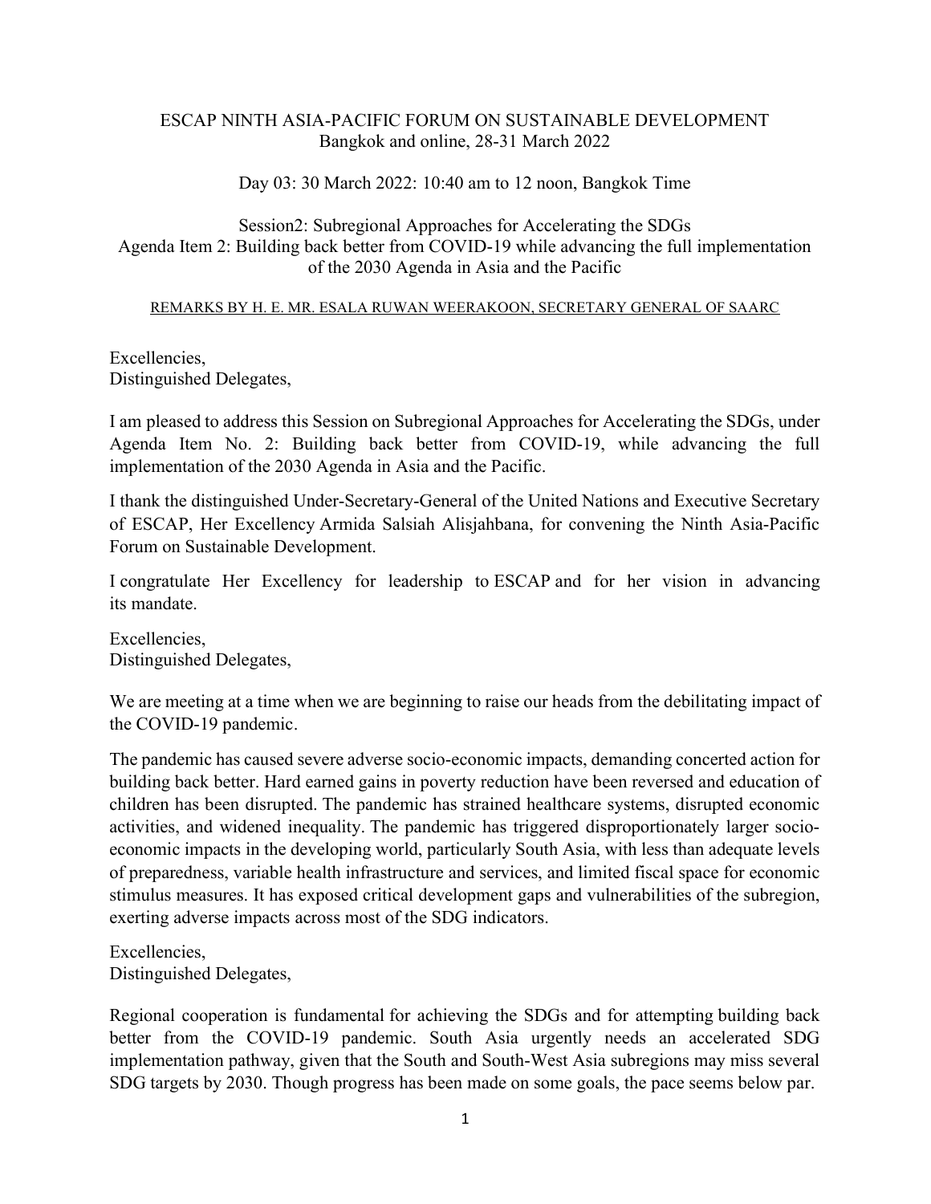ESCAP NINTH ASIA-PACIFIC FORUM ON SUSTAINABLE DEVELOPMENT
Bangkok and online, 28-31 March 2022

Day 03: 30 March 2022: 10:40 am to 12 noon, Bangkok Time

Session2: Subregional Approaches for Accelerating the SDGs
Agenda Item 2: Building back better from COVID-19 while advancing the full implementation of the 2030 Agenda in Asia and the Pacific

REMARKS BY H. E. MR. ESALA RUWAN WEERAKOON, SECRETARY GENERAL OF SAARC

Excellencies,
Distinguished Delegates,

I am pleased to address this Session on Subregional Approaches for Accelerating the SDGs, under Agenda Item No. 2: Building back better from COVID-19, while advancing the full implementation of the 2030 Agenda in Asia and the Pacific.

I thank the distinguished Under-Secretary-General of the United Nations and Executive Secretary of ESCAP, Her Excellency Armida Salsiah Alisjahbana, for convening the Ninth Asia-Pacific Forum on Sustainable Development.

I congratulate Her Excellency for leadership to ESCAP and for her vision in advancing its mandate.

Excellencies,
Distinguished Delegates,

We are meeting at a time when we are beginning to raise our heads from the debilitating impact of the COVID-19 pandemic.

The pandemic has caused severe adverse socio-economic impacts, demanding concerted action for building back better. Hard earned gains in poverty reduction have been reversed and education of children has been disrupted. The pandemic has strained healthcare systems, disrupted economic activities, and widened inequality. The pandemic has triggered disproportionately larger socio-economic impacts in the developing world, particularly South Asia, with less than adequate levels of preparedness, variable health infrastructure and services, and limited fiscal space for economic stimulus measures. It has exposed critical development gaps and vulnerabilities of the subregion, exerting adverse impacts across most of the SDG indicators.

Excellencies,
Distinguished Delegates,

Regional cooperation is fundamental for achieving the SDGs and for attempting building back better from the COVID-19 pandemic. South Asia urgently needs an accelerated SDG implementation pathway, given that the South and South-West Asia subregions may miss several SDG targets by 2030. Though progress has been made on some goals, the pace seems below par.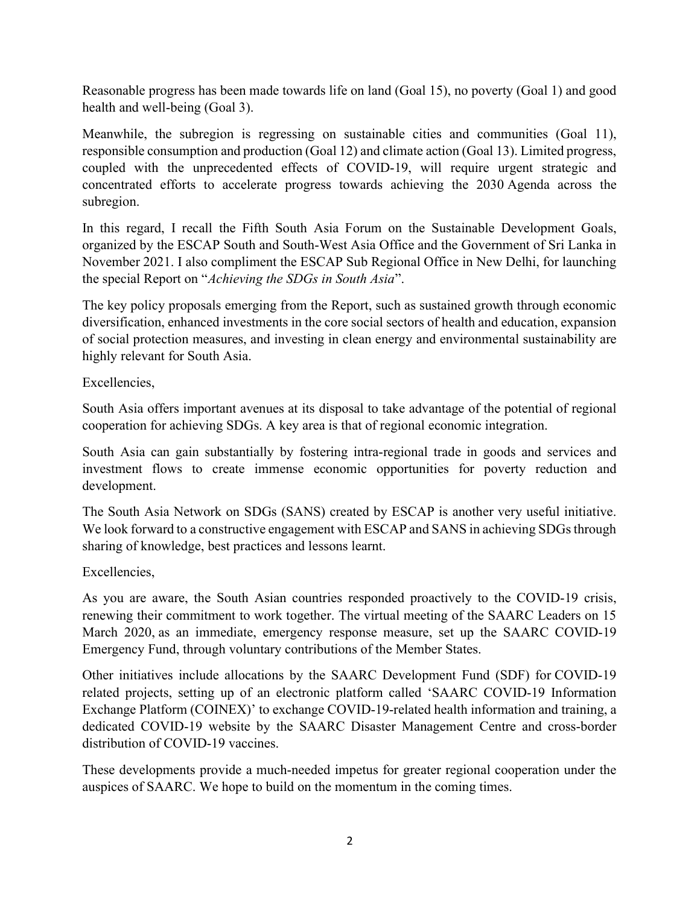Reasonable progress has been made towards life on land (Goal 15), no poverty (Goal 1) and good health and well-being (Goal 3).

Meanwhile, the subregion is regressing on sustainable cities and communities (Goal 11), responsible consumption and production (Goal 12) and climate action (Goal 13). Limited progress, coupled with the unprecedented effects of COVID-19, will require urgent strategic and concentrated efforts to accelerate progress towards achieving the 2030 Agenda across the subregion.

In this regard, I recall the Fifth South Asia Forum on the Sustainable Development Goals, organized by the ESCAP South and South-West Asia Office and the Government of Sri Lanka in November 2021. I also compliment the ESCAP Sub Regional Office in New Delhi, for launching the special Report on "*Achieving the SDGs in South Asia*".

The key policy proposals emerging from the Report, such as sustained growth through economic diversification, enhanced investments in the core social sectors of health and education, expansion of social protection measures, and investing in clean energy and environmental sustainability are highly relevant for South Asia.

Excellencies,

South Asia offers important avenues at its disposal to take advantage of the potential of regional cooperation for achieving SDGs. A key area is that of regional economic integration.

South Asia can gain substantially by fostering intra-regional trade in goods and services and investment flows to create immense economic opportunities for poverty reduction and development.

The South Asia Network on SDGs (SANS) created by ESCAP is another very useful initiative. We look forward to a constructive engagement with ESCAP and SANS in achieving SDGs through sharing of knowledge, best practices and lessons learnt.

Excellencies,

As you are aware, the South Asian countries responded proactively to the COVID-19 crisis, renewing their commitment to work together. The virtual meeting of the SAARC Leaders on 15 March 2020, as an immediate, emergency response measure, set up the SAARC COVID-19 Emergency Fund, through voluntary contributions of the Member States.

Other initiatives include allocations by the SAARC Development Fund (SDF) for COVID-19 related projects, setting up of an electronic platform called 'SAARC COVID-19 Information Exchange Platform (COINEX)' to exchange COVID-19-related health information and training, a dedicated COVID-19 website by the SAARC Disaster Management Centre and cross-border distribution of COVID-19 vaccines.

These developments provide a much-needed impetus for greater regional cooperation under the auspices of SAARC. We hope to build on the momentum in the coming times.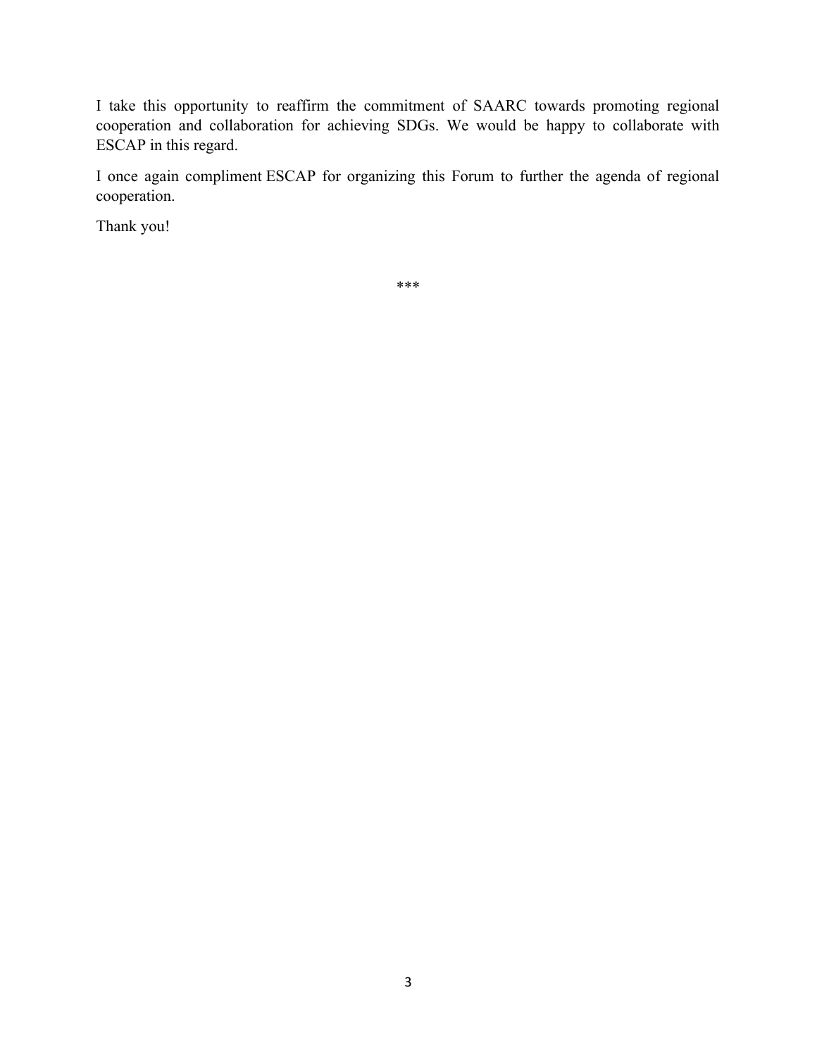I take this opportunity to reaffirm the commitment of SAARC towards promoting regional cooperation and collaboration for achieving SDGs. We would be happy to collaborate with ESCAP in this regard.

I once again compliment ESCAP for organizing this Forum to further the agenda of regional cooperation.

Thank you!

***